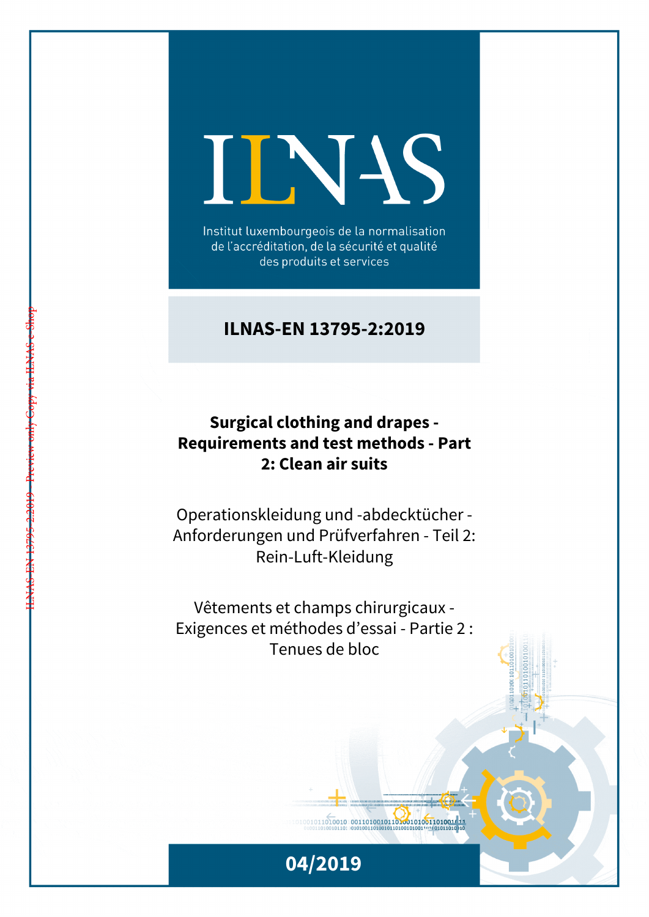# ILNAS

Institut luxembourgeois de la normalisation de l'accréditation, de la sécurité et qualité des produits et services

## ILNAS-EN 13795-2:2019

**Surgical clothing and drapes - Requirements and test methods - Part 2: Clean air suits**

Operationskleidung und -abdecktücher - Anforderungen und Prüfverfahren - Teil 2: Rein-Luft-Kleidung

Vêtements et champs chirurgicaux - Exigences et méthodes d'essai - Partie 2 : Tenues de bloc

04/2019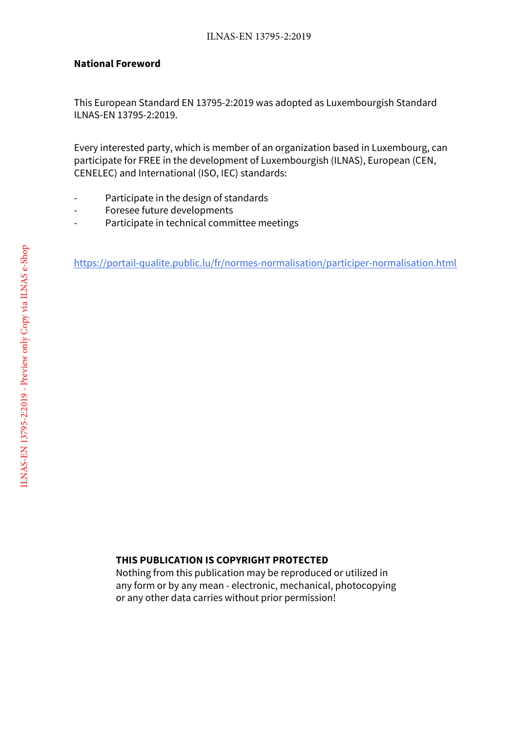**National Foreword**

This European Standard EN 13795-2:2019 was adopted as Luxembourgish Standard ILNAS-EN 13795-2:2019.

Every interested party, which is member of an organization based in Luxembourg, can participate for FREE in the development of Luxembourgish (ILNAS), European (CEN, CENELEC) and International (ISO, IEC) standards:

- Participate in the design of standards
- Foresee future developments
- Participate in technical committee meetings

https://portail-qualite.public.lu/fr/normes-normalisation/participer-normalisation.html

**THIS PUBLICATION IS COPYRIGHT PROTECTED**
Nothing from this publication may be reproduced or utilized in any form or by any mean - electronic, mechanical, photocopying or any other data carries without prior permission!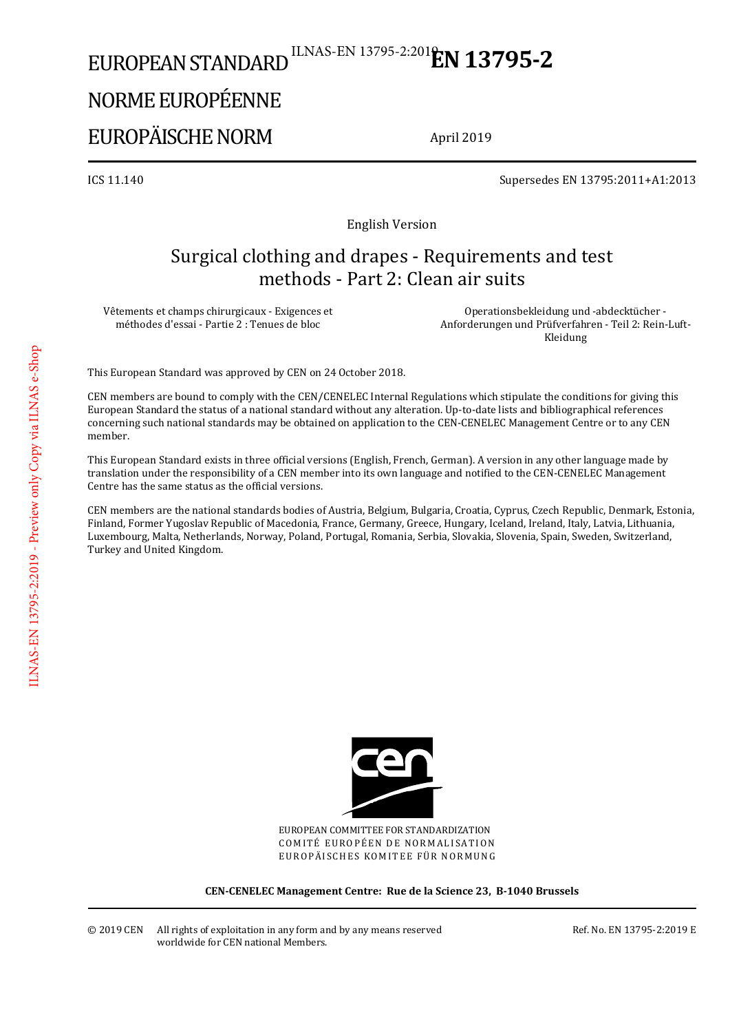EUROPEAN STANDARD

NORME EUROPÉENNE

EUROPÄISCHE NORM

# EN 13795-2

April 2019

ICS 11.140

Supersedes EN 13795:2011+A1:2013

English Version

## Surgical clothing and drapes - Requirements and test methods - Part 2: Clean air suits

Vêtements et champs chirurgicaux - Exigences et méthodes d'essai - Partie 2 : Tenues de bloc

Operationsbekleidung und -abdecktücher - Anforderungen und Prüfverfahren - Teil 2: Rein-Luft-Kleidung

This European Standard was approved by CEN on 24 October 2018.

CEN members are bound to comply with the CEN/CENELEC Internal Regulations which stipulate the conditions for giving this European Standard the status of a national standard without any alteration. Up-to-date lists and bibliographical references concerning such national standards may be obtained on application to the CEN-CENELEC Management Centre or to any CEN member.

This European Standard exists in three official versions (English, French, German). A version in any other language made by translation under the responsibility of a CEN member into its own language and notified to the CEN-CENELEC Management Centre has the same status as the official versions.

CEN members are the national standards bodies of Austria, Belgium, Bulgaria, Croatia, Cyprus, Czech Republic, Denmark, Estonia, Finland, Former Yugoslav Republic of Macedonia, France, Germany, Greece, Hungary, Iceland, Ireland, Italy, Latvia, Lithuania, Luxembourg, Malta, Netherlands, Norway, Poland, Portugal, Romania, Serbia, Slovakia, Slovenia, Spain, Sweden, Switzerland, Turkey and United Kingdom.

EUROPEAN COMMITTEE FOR STANDARDIZATION
COMITÉ EUROPÉEN DE NORMALISATION
EUROPÄISCHES KOMITEE FÜR NORMUNG

**CEN-CENELEC Management Centre: Rue de la Science 23, B-1040 Brussels**

© 2019 CEN All rights of exploitation in any form and by any means reserved worldwide for CEN national Members.

Ref. No. EN 13795-2:2019 E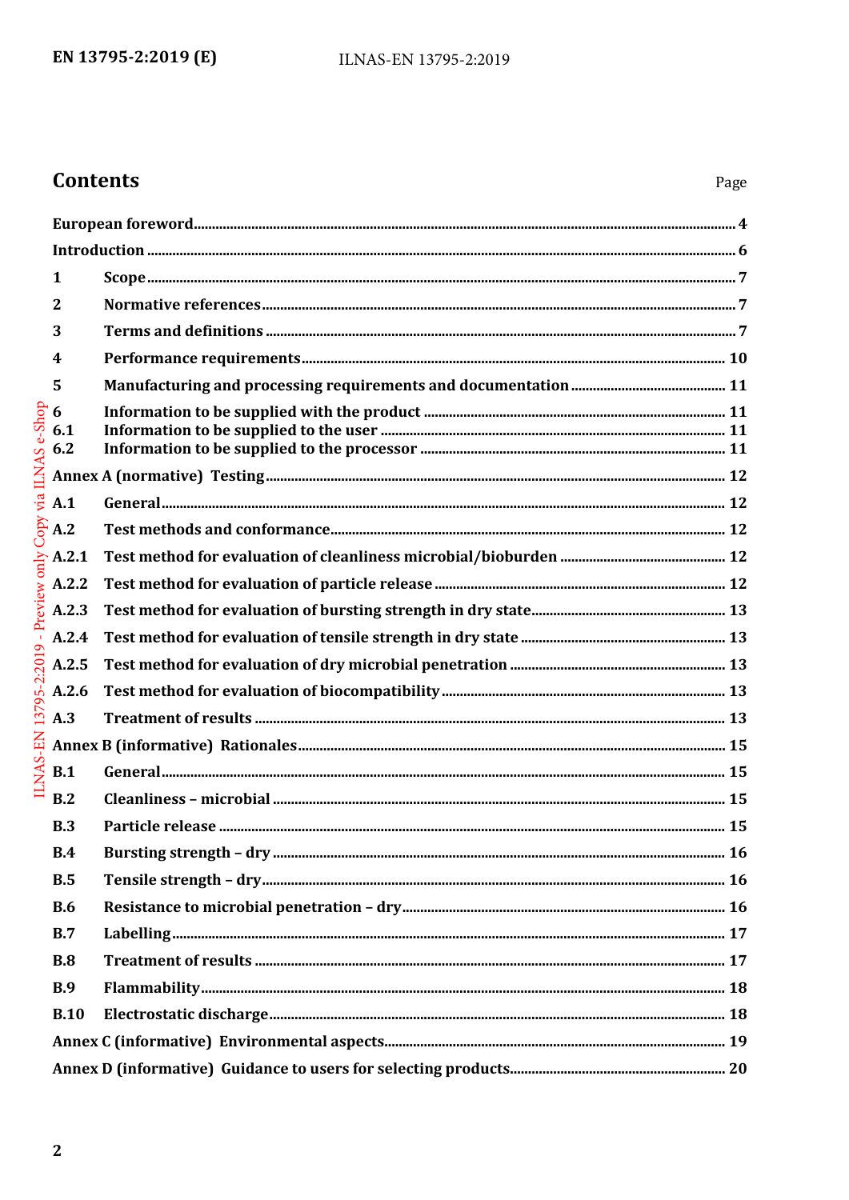# Contents

Page

| | | |
|---|---|---|
| **European foreword** | | **4** |
| **Introduction** | | **6** |
| **1** | **Scope** | **7** |
| **2** | **Normative references** | **7** |
| **3** | **Terms and definitions** | **7** |
| **4** | **Performance requirements** | **10** |
| **5** | **Manufacturing and processing requirements and documentation** | **11** |
| **6** | **Information to be supplied with the product** | **11** |
| **6.1** | **Information to be supplied to the user** | **11** |
| **6.2** | **Information to be supplied to the processor** | **11** |
| **Annex A (normative) Testing** | | **12** |
| **A.1** | **General** | **12** |
| **A.2** | **Test methods and conformance** | **12** |
| **A.2.1** | **Test method for evaluation of cleanliness microbial/bioburden** | **12** |
| **A.2.2** | **Test method for evaluation of particle release** | **12** |
| **A.2.3** | **Test method for evaluation of bursting strength in dry state** | **13** |
| **A.2.4** | **Test method for evaluation of tensile strength in dry state** | **13** |
| **A.2.5** | **Test method for evaluation of dry microbial penetration** | **13** |
| **A.2.6** | **Test method for evaluation of biocompatibility** | **13** |
| **A.3** | **Treatment of results** | **13** |
| **Annex B (informative) Rationales** | | **15** |
| **B.1** | **General** | **15** |
| **B.2** | **Cleanliness – microbial** | **15** |
| **B.3** | **Particle release** | **15** |
| **B.4** | **Bursting strength – dry** | **16** |
| **B.5** | **Tensile strength – dry** | **16** |
| **B.6** | **Resistance to microbial penetration – dry** | **16** |
| **B.7** | **Labelling** | **17** |
| **B.8** | **Treatment of results** | **17** |
| **B.9** | **Flammability** | **18** |
| **B.10** | **Electrostatic discharge** | **18** |
| **Annex C (informative) Environmental aspects** | | **19** |
| **Annex D (informative) Guidance to users for selecting products** | | **20** |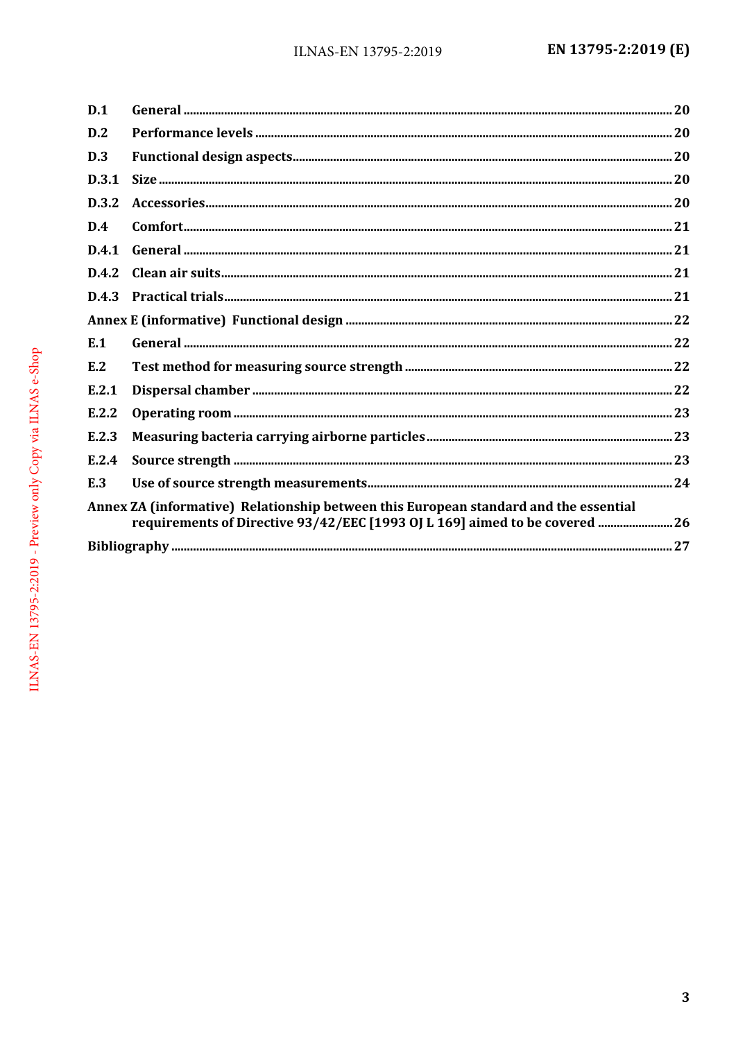D.1 General ..... 20

D.2 Performance levels ..... 20

D.3 Functional design aspects ..... 20

D.3.1 Size ..... 20

D.3.2 Accessories ..... 20

D.4 Comfort ..... 21

D.4.1 General ..... 21

D.4.2 Clean air suits ..... 21

D.4.3 Practical trials ..... 21

Annex E (informative) Functional design ..... 22

E.1 General ..... 22

E.2 Test method for measuring source strength ..... 22

E.2.1 Dispersal chamber ..... 22

E.2.2 Operating room ..... 23

E.2.3 Measuring bacteria carrying airborne particles ..... 23

E.2.4 Source strength ..... 23

E.3 Use of source strength measurements ..... 24

Annex ZA (informative) Relationship between this European standard and the essential requirements of Directive 93/42/EEC [1993 OJ L 169] aimed to be covered ..... 26

Bibliography ..... 27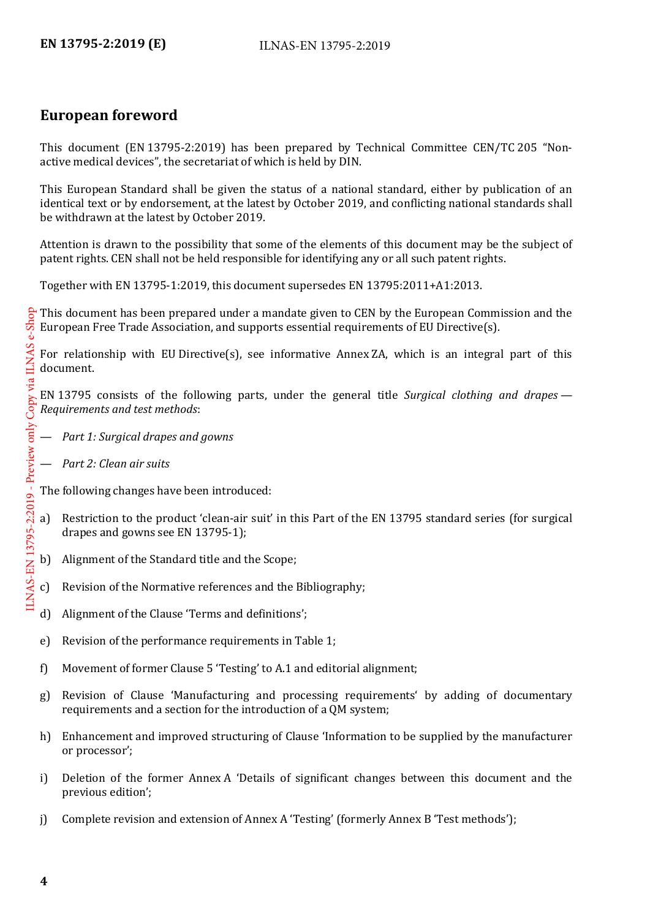## European foreword

This document (EN 13795-2:2019) has been prepared by Technical Committee CEN/TC 205 “Non-active medical devices”, the secretariat of which is held by DIN.

This European Standard shall be given the status of a national standard, either by publication of an identical text or by endorsement, at the latest by October 2019, and conflicting national standards shall be withdrawn at the latest by October 2019.

Attention is drawn to the possibility that some of the elements of this document may be the subject of patent rights. CEN shall not be held responsible for identifying any or all such patent rights.

Together with EN 13795-1:2019, this document supersedes EN 13795:2011+A1:2013.

This document has been prepared under a mandate given to CEN by the European Commission and the European Free Trade Association, and supports essential requirements of EU Directive(s).

For relationship with EU Directive(s), see informative Annex ZA, which is an integral part of this document.

EN 13795 consists of the following parts, under the general title *Surgical clothing and drapes — Requirements and test methods*:

— *Part 1: Surgical drapes and gowns*

— *Part 2: Clean air suits*

The following changes have been introduced:

a) Restriction to the product ‘clean-air suit’ in this Part of the EN 13795 standard series (for surgical drapes and gowns see EN 13795-1);

b) Alignment of the Standard title and the Scope;

c) Revision of the Normative references and the Bibliography;

d) Alignment of the Clause ‘Terms and definitions’;

e) Revision of the performance requirements in Table 1;

f) Movement of former Clause 5 ‘Testing’ to A.1 and editorial alignment;

g) Revision of Clause ‘Manufacturing and processing requirements‘ by adding of documentary requirements and a section for the introduction of a QM system;

h) Enhancement and improved structuring of Clause ‘Information to be supplied by the manufacturer or processor’;

i) Deletion of the former Annex A ‘Details of significant changes between this document and the previous edition’;

j) Complete revision and extension of Annex A ‘Testing’ (formerly Annex B ‘Test methods’);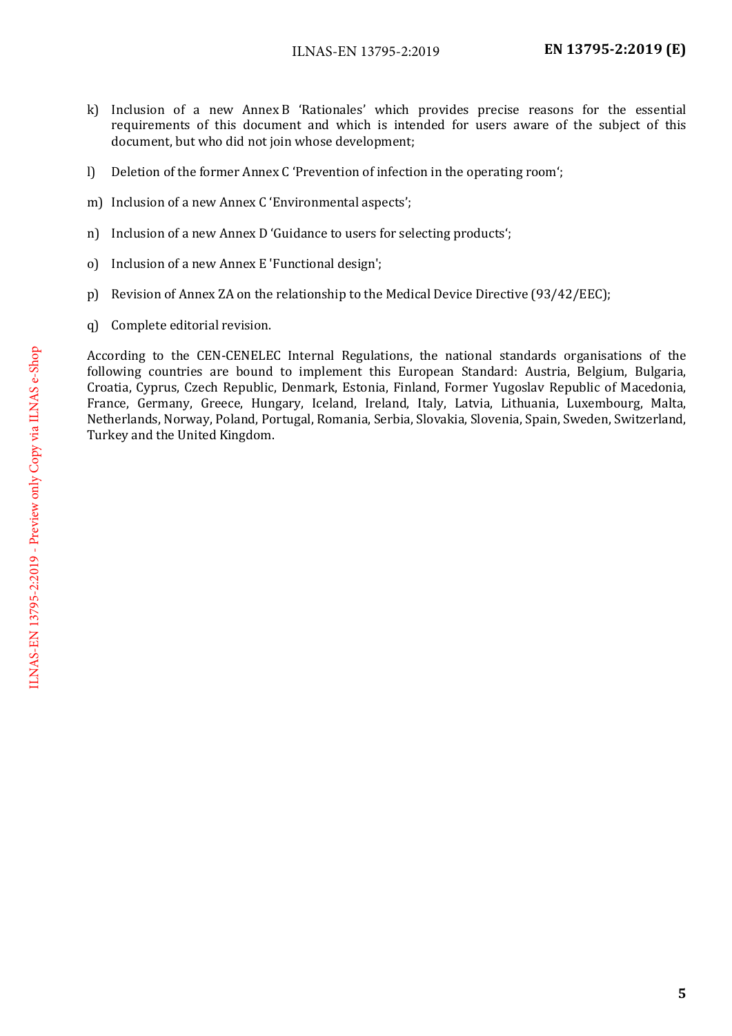k) Inclusion of a new Annex B 'Rationales' which provides precise reasons for the essential requirements of this document and which is intended for users aware of the subject of this document, but who did not join whose development;

l) Deletion of the former Annex C 'Prevention of infection in the operating room';

m) Inclusion of a new Annex C 'Environmental aspects';

n) Inclusion of a new Annex D 'Guidance to users for selecting products';

o) Inclusion of a new Annex E 'Functional design';

p) Revision of Annex ZA on the relationship to the Medical Device Directive (93/42/EEC);

q) Complete editorial revision.

According to the CEN-CENELEC Internal Regulations, the national standards organisations of the following countries are bound to implement this European Standard: Austria, Belgium, Bulgaria, Croatia, Cyprus, Czech Republic, Denmark, Estonia, Finland, Former Yugoslav Republic of Macedonia, France, Germany, Greece, Hungary, Iceland, Ireland, Italy, Latvia, Lithuania, Luxembourg, Malta, Netherlands, Norway, Poland, Portugal, Romania, Serbia, Slovakia, Slovenia, Spain, Sweden, Switzerland, Turkey and the United Kingdom.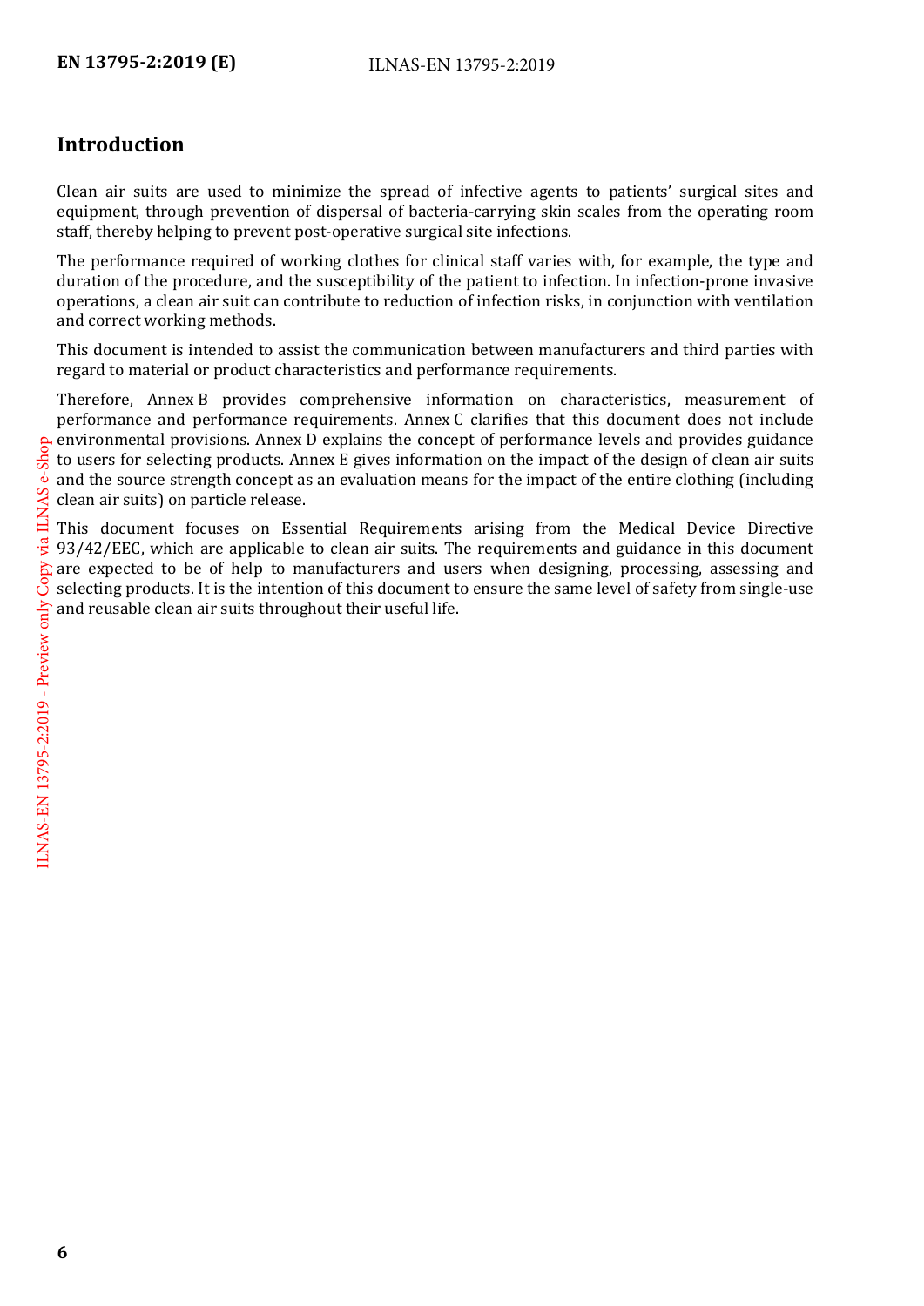## Introduction

Clean air suits are used to minimize the spread of infective agents to patients' surgical sites and equipment, through prevention of dispersal of bacteria-carrying skin scales from the operating room staff, thereby helping to prevent post-operative surgical site infections.

The performance required of working clothes for clinical staff varies with, for example, the type and duration of the procedure, and the susceptibility of the patient to infection. In infection-prone invasive operations, a clean air suit can contribute to reduction of infection risks, in conjunction with ventilation and correct working methods.

This document is intended to assist the communication between manufacturers and third parties with regard to material or product characteristics and performance requirements.

Therefore, Annex B provides comprehensive information on characteristics, measurement of performance and performance requirements. Annex C clarifies that this document does not include environmental provisions. Annex D explains the concept of performance levels and provides guidance to users for selecting products. Annex E gives information on the impact of the design of clean air suits and the source strength concept as an evaluation means for the impact of the entire clothing (including clean air suits) on particle release.

This document focuses on Essential Requirements arising from the Medical Device Directive 93/42/EEC, which are applicable to clean air suits. The requirements and guidance in this document are expected to be of help to manufacturers and users when designing, processing, assessing and selecting products. It is the intention of this document to ensure the same level of safety from single-use and reusable clean air suits throughout their useful life.